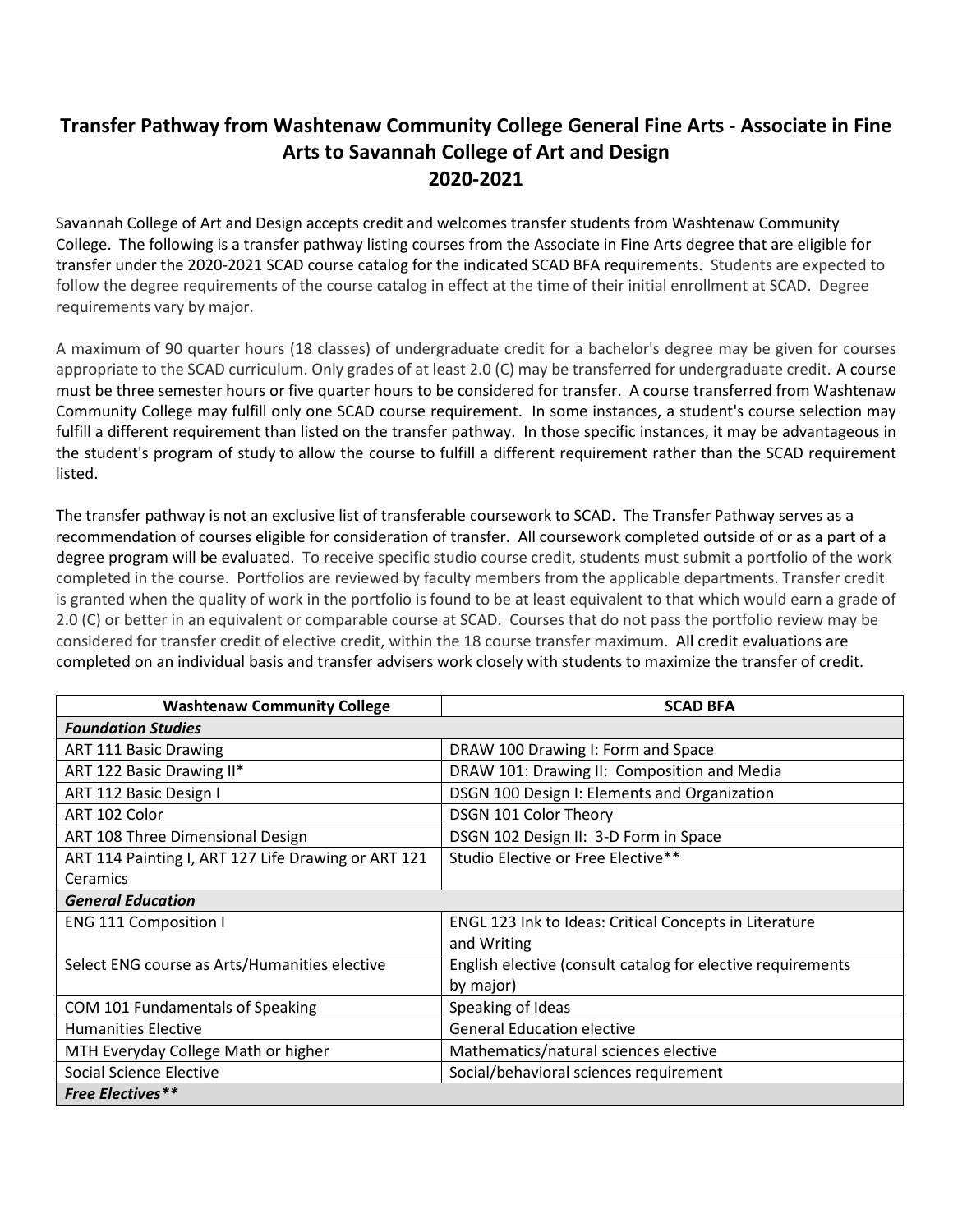# Transfer Pathway from Washtenaw Community College General Fine Arts - Associate in Fine Arts to Savannah College of Art and Design 2020-2021

Savannah College of Art and Design accepts credit and welcomes transfer students from Washtenaw Community College. The following is a transfer pathway listing courses from the Associate in Fine Arts degree that are eligible for transfer under the 2020-2021 SCAD course catalog for the indicated SCAD BFA requirements. Students are expected to follow the degree requirements of the course catalog in effect at the time of their initial enrollment at SCAD. Degree requirements vary by major.

A maximum of 90 quarter hours (18 classes) of undergraduate credit for a bachelor's degree may be given for courses appropriate to the SCAD curriculum. Only grades of at least 2.0 (C) may be transferred for undergraduate credit. A course must be three semester hours or five quarter hours to be considered for transfer. A course transferred from Washtenaw Community College may fulfill only one SCAD course requirement. In some instances, a student's course selection may fulfill a different requirement than listed on the transfer pathway. In those specific instances, it may be advantageous in the student's program of study to allow the course to fulfill a different requirement rather than the SCAD requirement listed.

The transfer pathway is not an exclusive list of transferable coursework to SCAD. The Transfer Pathway serves as a recommendation of courses eligible for consideration of transfer. All coursework completed outside of or as a part of a degree program will be evaluated. To receive specific studio course credit, students must submit a portfolio of the work completed in the course. Portfolios are reviewed by faculty members from the applicable departments. Transfer credit is granted when the quality of work in the portfolio is found to be at least equivalent to that which would earn a grade of 2.0 (C) or better in an equivalent or comparable course at SCAD. Courses that do not pass the portfolio review may be considered for transfer credit of elective credit, within the 18 course transfer maximum. All credit evaluations are completed on an individual basis and transfer advisers work closely with students to maximize the transfer of credit.

| Washtenaw Community College | SCAD BFA |
|---|---|
| ***Foundation Studies*** | |
| ART 111 Basic Drawing | DRAW 100 Drawing I: Form and Space |
| ART 122 Basic Drawing II* | DRAW 101: Drawing II: Composition and Media |
| ART 112 Basic Design I | DSGN 100 Design I: Elements and Organization |
| ART 102 Color | DSGN 101 Color Theory |
| ART 108 Three Dimensional Design | DSGN 102 Design II: 3-D Form in Space |
| ART 114 Painting I, ART 127 Life Drawing or ART 121 Ceramics | Studio Elective or Free Elective** |
| ***General Education*** | |
| ENG 111 Composition I | ENGL 123 Ink to Ideas: Critical Concepts in Literature and Writing |
| Select ENG course as Arts/Humanities elective | English elective (consult catalog for elective requirements by major) |
| COM 101 Fundamentals of Speaking | Speaking of Ideas |
| Humanities Elective | General Education elective |
| MTH Everyday College Math or higher | Mathematics/natural sciences elective |
| Social Science Elective | Social/behavioral sciences requirement |
| ***Free Electives**** | |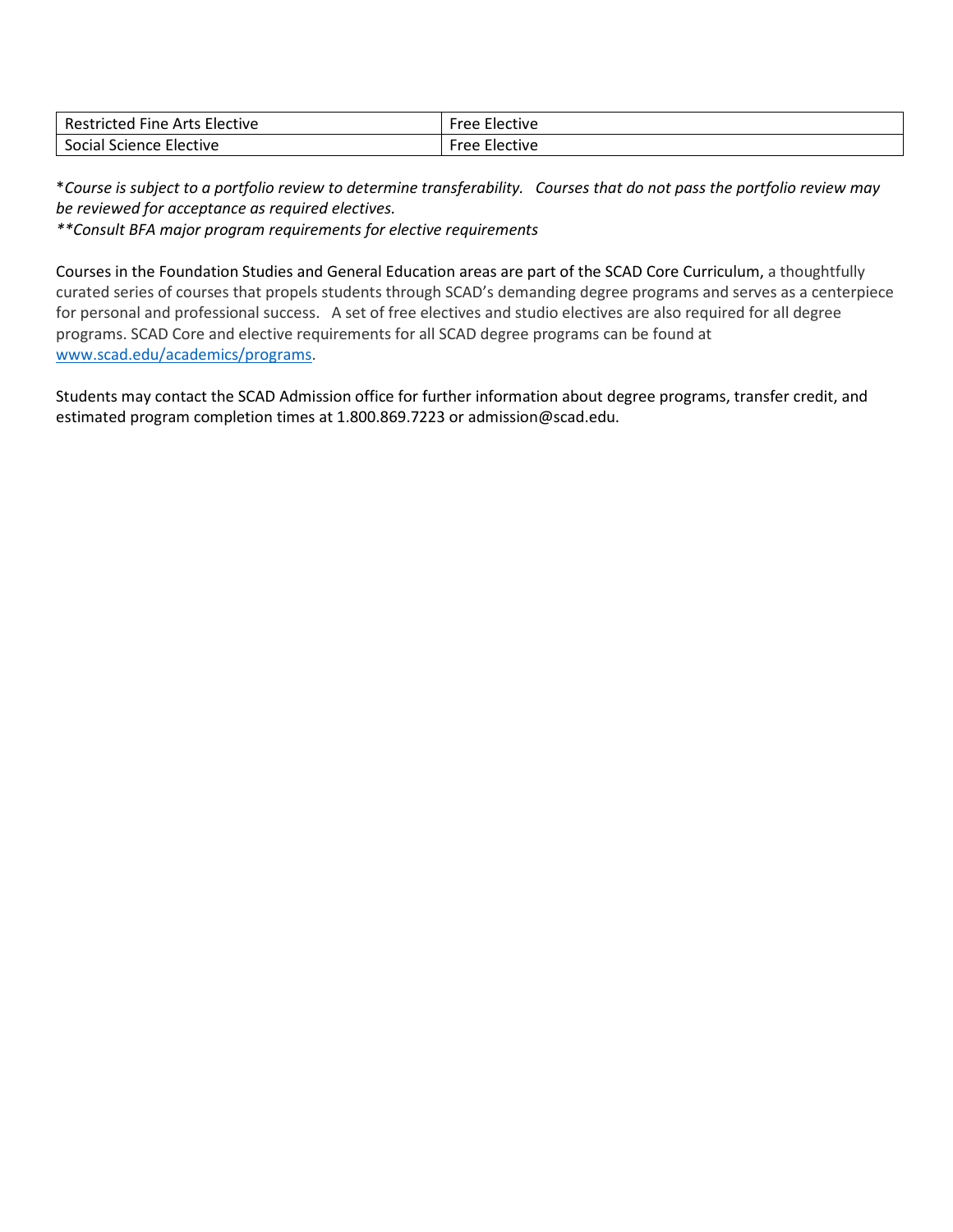| | |
|---|---|
| Restricted Fine Arts Elective | Free Elective |
| Social Science Elective | Free Elective |

\**Course is subject to a portfolio review to determine transferability. Courses that do not pass the portfolio review may be reviewed for acceptance as required electives.*

*\*\*Consult BFA major program requirements for elective requirements*

Courses in the Foundation Studies and General Education areas are part of the SCAD Core Curriculum, a thoughtfully curated series of courses that propels students through SCAD's demanding degree programs and serves as a centerpiece for personal and professional success. A set of free electives and studio electives are also required for all degree programs. SCAD Core and elective requirements for all SCAD degree programs can be found at [www.scad.edu/academics/programs](http://www.scad.edu/academics/programs).

Students may contact the SCAD Admission office for further information about degree programs, transfer credit, and estimated program completion times at 1.800.869.7223 or admission@scad.edu.